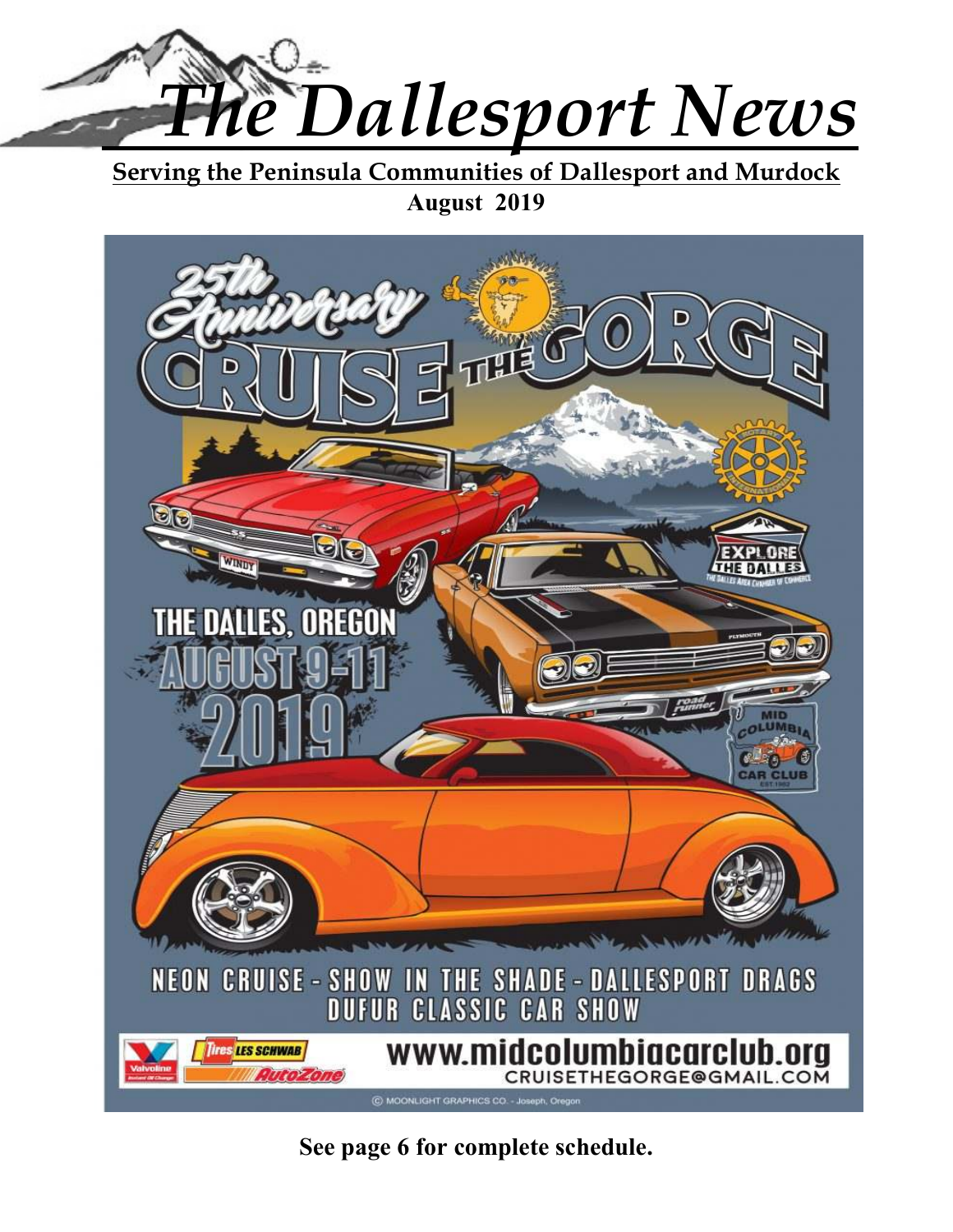# The Dallesport News

**Serving the Peninsula Communities of Dallesport and Murdock**

**August 2019**

25th Anniversary

CRUISE THE GORGE

THE DALLES, OREGON

AUGUST 9-11

2019

NEON CRUISE - SHOW IN THE SHADE - DALLESPORT DRAGS
DUFUR CLASSIC CAR SHOW

www.midcolumbiacarclub.org
CRUISETHEGORGE@GMAIL.COM

© MOONLIGHT GRAPHICS CO. - Joseph, Oregon

**See page 6 for complete schedule.**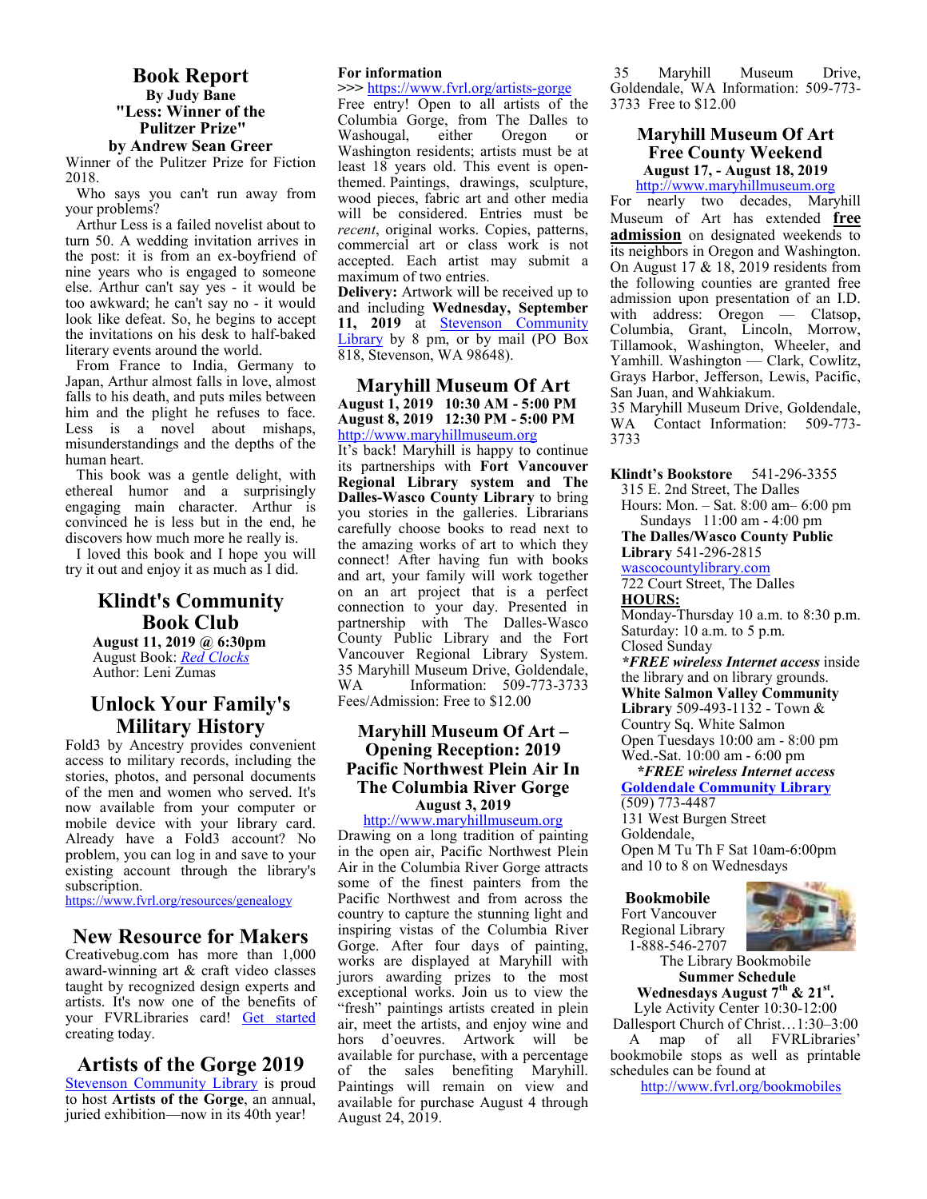## Book Report

**By Judy Bane**

**"Less: Winner of the Pulitzer Prize"**

**by Andrew Sean Greer**

Winner of the Pulitzer Prize for Fiction 2018.

Who says you can't run away from your problems?

Arthur Less is a failed novelist about to turn 50. A wedding invitation arrives in the post: it is from an ex-boyfriend of nine years who is engaged to someone else. Arthur can't say yes - it would be too awkward; he can't say no - it would look like defeat. So, he begins to accept the invitations on his desk to half-baked literary events around the world.

From France to India, Germany to Japan, Arthur almost falls in love, almost falls to his death, and puts miles between him and the plight he refuses to face. Less is a novel about mishaps, misunderstandings and the depths of the human heart.

This book was a gentle delight, with ethereal humor and a surprisingly engaging main character. Arthur is convinced he is less but in the end, he discovers how much more he really is.

I loved this book and I hope you will try it out and enjoy it as much as I did.

## Klindt's Community Book Club

**August 11, 2019 @ 6:30pm**

August Book: *Red Clocks*

Author: Leni Zumas

## Unlock Your Family's Military History

Fold3 by Ancestry provides convenient access to military records, including the stories, photos, and personal documents of the men and women who served. It's now available from your computer or mobile device with your library card. Already have a Fold3 account? No problem, you can log in and save to your existing account through the library's subscription.

https://www.fvrl.org/resources/genealogy

## New Resource for Makers

Creativebug.com has more than 1,000 award-winning art & craft video classes taught by recognized design experts and artists. It's now one of the benefits of your FVRLibraries card! Get started creating today.

## Artists of the Gorge 2019

Stevenson Community Library is proud to host **Artists of the Gorge**, an annual, juried exhibition—now in its 40th year!

**For information**

>>> https://www.fvrl.org/artists-gorge

Free entry! Open to all artists of the Columbia Gorge, from The Dalles to Washougal, either Oregon or Washington residents; artists must be at least 18 years old. This event is open-themed. Paintings, drawings, sculpture, wood pieces, fabric art and other media will be considered. Entries must be *recent*, original works. Copies, patterns, commercial art or class work is not accepted. Each artist may submit a maximum of two entries.

**Delivery:** Artwork will be received up to and including **Wednesday, September 11, 2019** at Stevenson Community Library by 8 pm, or by mail (PO Box 818, Stevenson, WA 98648).

## Maryhill Museum Of Art

**August 1, 2019 10:30 AM - 5:00 PM**

**August 8, 2019 12:30 PM - 5:00 PM**

http://www.maryhillmuseum.org

It's back! Maryhill is happy to continue its partnerships with **Fort Vancouver Regional Library system and The Dalles-Wasco County Library** to bring you stories in the galleries. Librarians carefully choose books to read next to the amazing works of art to which they connect! After having fun with books and art, your family will work together on an art project that is a perfect connection to your day. Presented in partnership with The Dalles-Wasco County Public Library and the Fort Vancouver Regional Library System.

35 Maryhill Museum Drive, Goldendale, WA Information: 509-773-3733

Fees/Admission: Free to $12.00

## Maryhill Museum Of Art – Opening Reception: 2019 Pacific Northwest Plein Air In The Columbia River Gorge

**August 3, 2019**

http://www.maryhillmuseum.org

Drawing on a long tradition of painting in the open air, Pacific Northwest Plein Air in the Columbia River Gorge attracts some of the finest painters from the Pacific Northwest and from across the country to capture the stunning light and inspiring vistas of the Columbia River Gorge. After four days of painting, works are displayed at Maryhill with jurors awarding prizes to the most exceptional works. Join us to view the "fresh" paintings artists created in plein air, meet the artists, and enjoy wine and hors d'oeuvres. Artwork will be available for purchase, with a percentage of the sales benefiting Maryhill. Paintings will remain on view and available for purchase August 4 through August 24, 2019.

35 Maryhill Museum Drive, Goldendale, WA Information: 509-773-3733 Free to $12.00

## Maryhill Museum Of Art Free County Weekend

**August 17, - August 18, 2019**

http://www.maryhillmuseum.org

For nearly two decades, Maryhill Museum of Art has extended **free admission** on designated weekends to its neighbors in Oregon and Washington. On August 17 & 18, 2019 residents from the following counties are granted free admission upon presentation of an I.D. with address: Oregon — Clatsop, Columbia, Grant, Lincoln, Morrow, Tillamook, Washington, Wheeler, and Yamhill. Washington — Clark, Cowlitz, Grays Harbor, Jefferson, Lewis, Pacific, San Juan, and Wahkiakum.

35 Maryhill Museum Drive, Goldendale, WA Contact Information: 509-773-3733

**Klindt's Bookstore** 541-296-3355

315 E. 2nd Street, The Dalles

Hours: Mon. – Sat. 8:00 am– 6:00 pm

Sundays 11:00 am - 4:00 pm

**The Dalles/Wasco County Public Library** 541-296-2815

wascocountylibrary.com

722 Court Street, The Dalles

**HOURS:**

Monday-Thursday 10 a.m. to 8:30 p.m.

Saturday: 10 a.m. to 5 p.m.

Closed Sunday

***FREE wireless Internet access** inside the library and on library grounds.

**White Salmon Valley Community Library** 509-493-1132 - Town & Country Sq. White Salmon

Open Tuesdays 10:00 am - 8:00 pm

Wed.-Sat. 10:00 am - 6:00 pm

***FREE wireless Internet access***

**Goldendale Community Library**

(509) 773-4487

131 West Burgen Street

Goldendale,

Open M Tu Th F Sat 10am-6:00pm and 10 to 8 on Wednesdays

**Bookmobile**

Fort Vancouver Regional Library

1-888-546-2707

The Library Bookmobile

**Summer Schedule**

**Wednesdays August 7th & 21st.**

Lyle Activity Center 10:30-12:00

Dallesport Church of Christ…1:30–3:00

A map of all FVRLibraries' bookmobile stops as well as printable schedules can be found at

http://www.fvrl.org/bookmobiles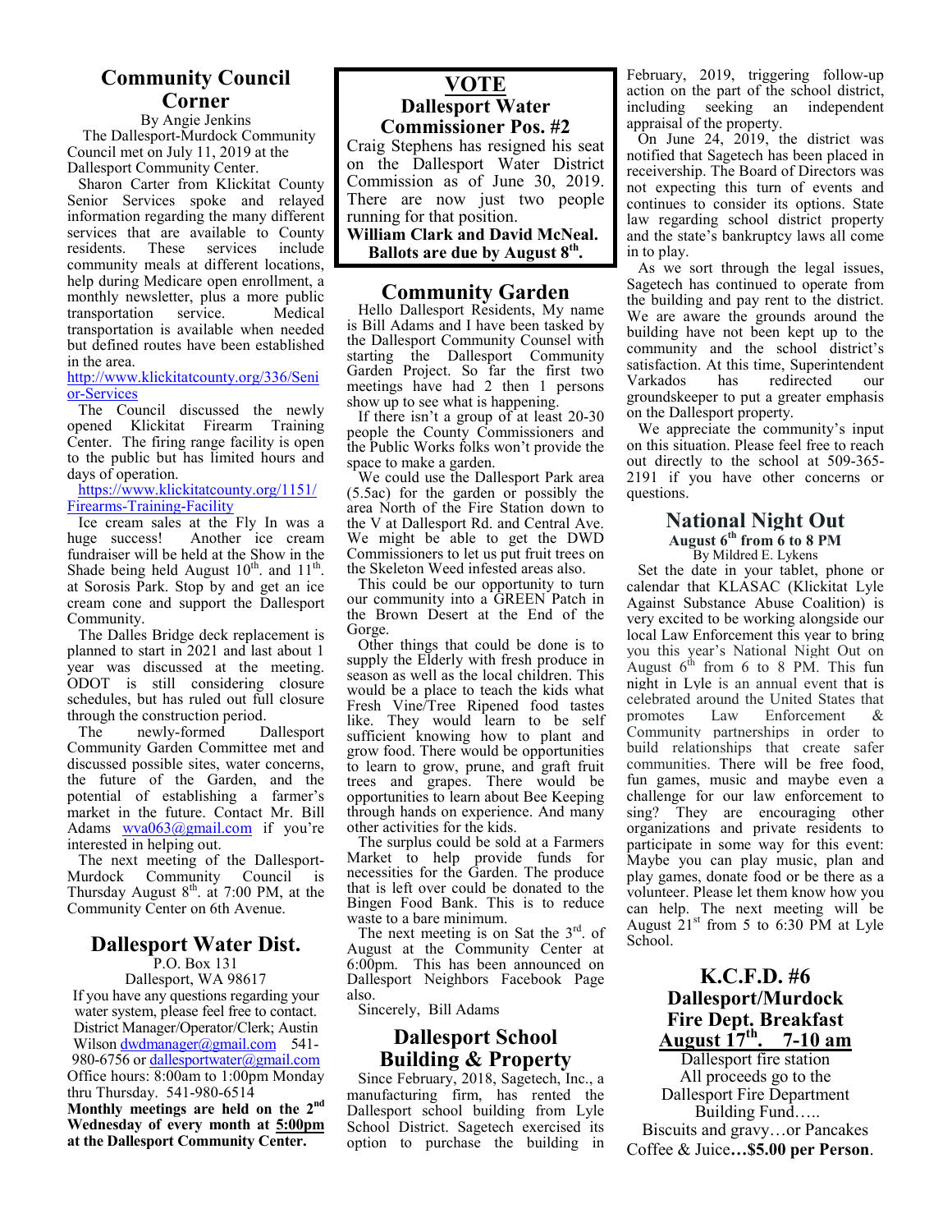## Community Council Corner

By Angie Jenkins

The Dallesport-Murdock Community Council met on July 11, 2019 at the Dallesport Community Center.

Sharon Carter from Klickitat County Senior Services spoke and relayed information regarding the many different services that are available to County residents. These services include community meals at different locations, help during Medicare open enrollment, a monthly newsletter, plus a more public transportation service. Medical transportation is available when needed but defined routes have been established in the area.

http://www.klickitatcounty.org/336/Senior-Services

The Council discussed the newly opened Klickitat Firearm Training Center. The firing range facility is open to the public but has limited hours and days of operation.

https://www.klickitatcounty.org/1151/Firearms-Training-Facility

Ice cream sales at the Fly In was a huge success! Another ice cream fundraiser will be held at the Show in the Shade being held August 10th. and 11th. at Sorosis Park. Stop by and get an ice cream cone and support the Dallesport Community.

The Dalles Bridge deck replacement is planned to start in 2021 and last about 1 year was discussed at the meeting. ODOT is still considering closure schedules, but has ruled out full closure through the construction period.

The newly-formed Dallesport Community Garden Committee met and discussed possible sites, water concerns, the future of the Garden, and the potential of establishing a farmer's market in the future. Contact Mr. Bill Adams wva063@gmail.com if you're interested in helping out.

The next meeting of the Dallesport-Murdock Community Council is Thursday August 8th. at 7:00 PM, at the Community Center on 6th Avenue.

## Dallesport Water Dist.

P.O. Box 131
Dallesport, WA 98617

If you have any questions regarding your water system, please feel free to contact. District Manager/Operator/Clerk; Austin Wilson dwdmanager@gmail.com 541-980-6756 or dallesportwater@gmail.com

Office hours: 8:00am to 1:00pm Monday thru Thursday. 541-980-6514

**Monthly meetings are held on the 2nd Wednesday of every month at 5:00pm at the Dallesport Community Center.**

## VOTE
### Dallesport Water Commissioner Pos. #2

Craig Stephens has resigned his seat on the Dallesport Water District Commission as of June 30, 2019. There are now just two people running for that position.

**William Clark and David McNeal.**
**Ballots are due by August 8th.**

## Community Garden

Hello Dallesport Residents, My name is Bill Adams and I have been tasked by the Dallesport Community Counsel with starting the Dallesport Community Garden Project. So far the first two meetings have had 2 then 1 persons show up to see what is happening.

If there isn't a group of at least 20-30 people the County Commissioners and the Public Works folks won't provide the space to make a garden.

We could use the Dallesport Park area (5.5ac) for the garden or possibly the area North of the Fire Station down to the V at Dallesport Rd. and Central Ave. We might be able to get the DWD Commissioners to let us put fruit trees on the Skeleton Weed infested areas also.

This could be our opportunity to turn our community into a GREEN Patch in the Brown Desert at the End of the Gorge.

Other things that could be done is to supply the Elderly with fresh produce in season as well as the local children. This would be a place to teach the kids what Fresh Vine/Tree Ripened food tastes like. They would learn to be self sufficient knowing how to plant and grow food. There would be opportunities to learn to grow, prune, and graft fruit trees and grapes. There would be opportunities to learn about Bee Keeping through hands on experience. And many other activities for the kids.

The surplus could be sold at a Farmers Market to help provide funds for necessities for the Garden. The produce that is left over could be donated to the Bingen Food Bank. This is to reduce waste to a bare minimum.

The next meeting is on Sat the 3rd. of August at the Community Center at 6:00pm. This has been announced on Dallesport Neighbors Facebook Page also.

Sincerely, Bill Adams

## Dallesport School Building & Property

Since February, 2018, Sagetech, Inc., a manufacturing firm, has rented the Dallesport school building from Lyle School District. Sagetech exercised its option to purchase the building in February, 2019, triggering follow-up action on the part of the school district, including seeking an independent appraisal of the property.

On June 24, 2019, the district was notified that Sagetech has been placed in receivership. The Board of Directors was not expecting this turn of events and continues to consider its options. State law regarding school district property and the state's bankruptcy laws all come in to play.

As we sort through the legal issues, Sagetech has continued to operate from the building and pay rent to the district. We are aware the grounds around the building have not been kept up to the community and the school district's satisfaction. At this time, Superintendent Varkados has redirected our groundskeeper to put a greater emphasis on the Dallesport property.

We appreciate the community's input on this situation. Please feel free to reach out directly to the school at 509-365-2191 if you have other concerns or questions.

## National Night Out
**August 6th from 6 to 8 PM**

By Mildred E. Lykens

Set the date in your tablet, phone or calendar that KLASAC (Klickitat Lyle Against Substance Abuse Coalition) is very excited to be working alongside our local Law Enforcement this year to bring you this year's National Night Out on August 6th from 6 to 8 PM. This fun night in Lyle is an annual event that is celebrated around the United States that promotes Law Enforcement & Community partnerships in order to build relationships that create safer communities. There will be free food, fun games, music and maybe even a challenge for our law enforcement to sing? They are encouraging other organizations and private residents to participate in some way for this event: Maybe you can play music, plan and play games, donate food or be there as a volunteer. Please let them know how you can help. The next meeting will be August 21st from 5 to 6:30 PM at Lyle School.

## K.C.F.D. #6
### Dallesport/Murdock Fire Dept. Breakfast
### August 17th. 7-10 am

Dallesport fire station
All proceeds go to the Dallesport Fire Department Building Fund…..
Biscuits and gravy…or Pancakes
Coffee & Juice**…$5.00 per Person**.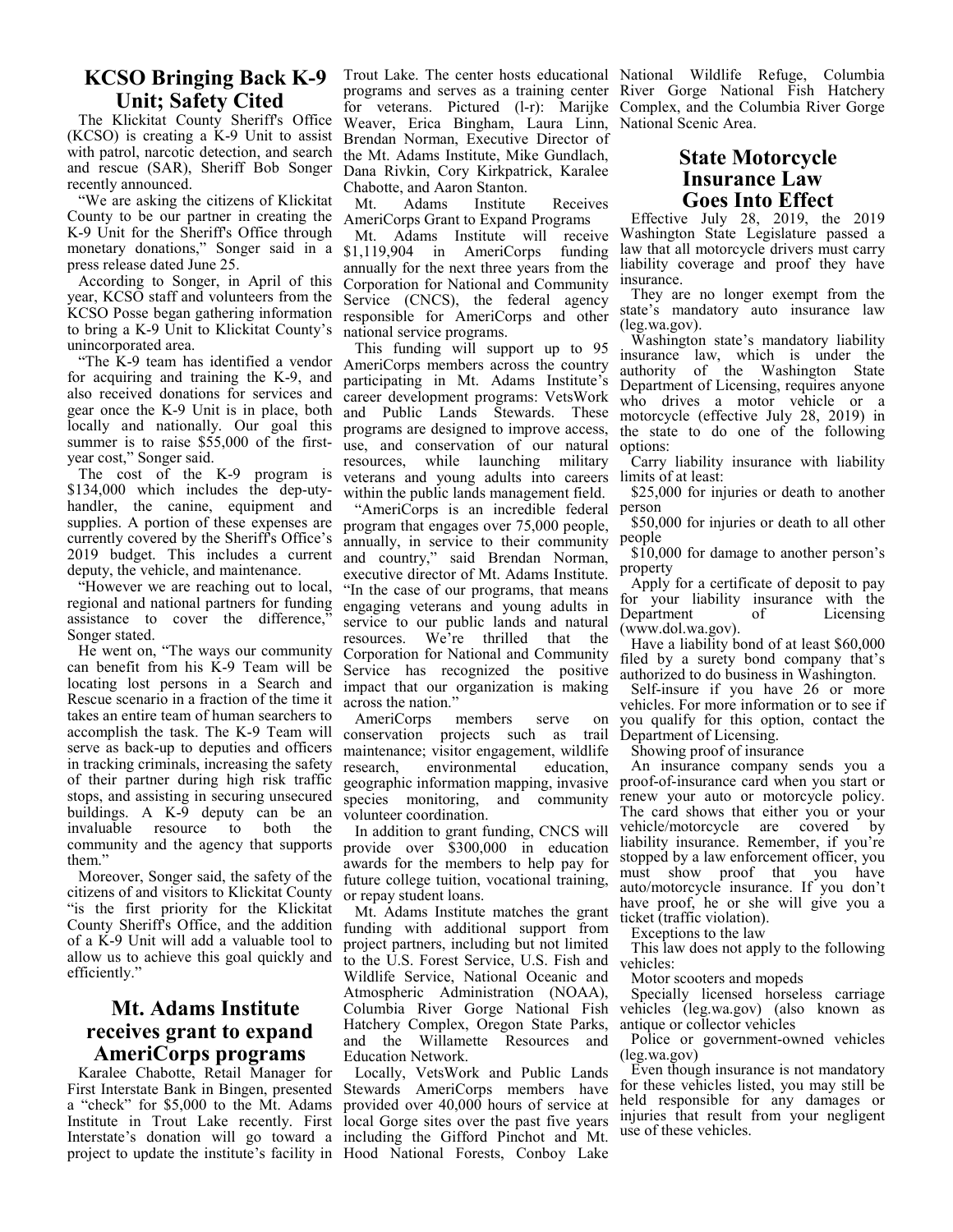## KCSO Bringing Back K-9 Unit; Safety Cited

The Klickitat County Sheriff's Office (KCSO) is creating a K-9 Unit to assist with patrol, narcotic detection, and search and rescue (SAR), Sheriff Bob Songer recently announced.

"We are asking the citizens of Klickitat County to be our partner in creating the K-9 Unit for the Sheriff's Office through monetary donations," Songer said in a press release dated June 25.

According to Songer, in April of this year, KCSO staff and volunteers from the KCSO Posse began gathering information to bring a K-9 Unit to Klickitat County's unincorporated area.

"The K-9 team has identified a vendor for acquiring and training the K-9, and also received donations for services and gear once the K-9 Unit is in place, both locally and nationally. Our goal this summer is to raise $55,000 of the first-year cost," Songer said.

The cost of the K-9 program is $134,000 which includes the dep-uty-handler, the canine, equipment and supplies. A portion of these expenses are currently covered by the Sheriff's Office's 2019 budget. This includes a current deputy, the vehicle, and maintenance.

"However we are reaching out to local, regional and national partners for funding assistance to cover the difference," Songer stated.

He went on, "The ways our community can benefit from his K-9 Team will be locating lost persons in a Search and Rescue scenario in a fraction of the time it takes an entire team of human searchers to accomplish the task. The K-9 Team will serve as back-up to deputies and officers in tracking criminals, increasing the safety of their partner during high risk traffic stops, and assisting in securing unsecured buildings. A K-9 deputy can be an invaluable resource to both the community and the agency that supports them."

Moreover, Songer said, the safety of the citizens of and visitors to Klickitat County "is the first priority for the Klickitat County Sheriff's Office, and the addition of a K-9 Unit will add a valuable tool to allow us to achieve this goal quickly and efficiently."

## Mt. Adams Institute receives grant to expand AmeriCorps programs

Karalee Chabotte, Retail Manager for First Interstate Bank in Bingen, presented a "check" for $5,000 to the Mt. Adams Institute in Trout Lake recently. First Interstate's donation will go toward a project to update the institute's facility in Trout Lake. The center hosts educational programs and serves as a training center for veterans. Pictured (l-r): Marijke Weaver, Erica Bingham, Laura Linn, Brendan Norman, Executive Director of the Mt. Adams Institute, Mike Gundlach, Dana Rivkin, Cory Kirkpatrick, Karalee Chabotte, and Aaron Stanton.

Mt. Adams Institute Receives AmeriCorps Grant to Expand Programs

Mt. Adams Institute will receive $1,119,904 in AmeriCorps funding annually for the next three years from the Corporation for National and Community Service (CNCS), the federal agency responsible for AmeriCorps and other national service programs.

This funding will support up to 95 AmeriCorps members across the country participating in Mt. Adams Institute's career development programs: VetsWork and Public Lands Stewards. These programs are designed to improve access, use, and conservation of our natural resources, while launching military veterans and young adults into careers within the public lands management field.

"AmeriCorps is an incredible federal program that engages over 75,000 people, annually, in service to their community and country," said Brendan Norman, executive director of Mt. Adams Institute. "In the case of our programs, that means engaging veterans and young adults in service to our public lands and natural resources. We're thrilled that the Corporation for National and Community Service has recognized the positive impact that our organization is making across the nation."

AmeriCorps members serve on conservation projects such as trail maintenance; visitor engagement, wildlife research, environmental education, geographic information mapping, invasive species monitoring, and community volunteer coordination.

In addition to grant funding, CNCS will provide over $300,000 in education awards for the members to help pay for future college tuition, vocational training, or repay student loans.

Mt. Adams Institute matches the grant funding with additional support from project partners, including but not limited to the U.S. Forest Service, U.S. Fish and Wildlife Service, National Oceanic and Atmospheric Administration (NOAA), Columbia River Gorge National Fish Hatchery Complex, Oregon State Parks, and the Willamette Resources and Education Network.

Locally, VetsWork and Public Lands Stewards AmeriCorps members have provided over 40,000 hours of service at local Gorge sites over the past five years including the Gifford Pinchot and Mt. Hood National Forests, Conboy Lake National Wildlife Refuge, Columbia River Gorge National Fish Hatchery Complex, and the Columbia River Gorge National Scenic Area.

## State Motorcycle Insurance Law Goes Into Effect

Effective July 28, 2019, the 2019 Washington State Legislature passed a law that all motorcycle drivers must carry liability coverage and proof they have insurance.

They are no longer exempt from the state's mandatory auto insurance law (leg.wa.gov).

Washington state's mandatory liability insurance law, which is under the authority of the Washington State Department of Licensing, requires anyone who drives a motor vehicle or a motorcycle (effective July 28, 2019) in the state to do one of the following options:

Carry liability insurance with liability limits of at least:

$25,000 for injuries or death to another person

$50,000 for injuries or death to all other people

$10,000 for damage to another person's property

Apply for a certificate of deposit to pay for your liability insurance with the Department of Licensing (www.dol.wa.gov).

Have a liability bond of at least $60,000 filed by a surety bond company that's authorized to do business in Washington.

Self-insure if you have 26 or more vehicles. For more information or to see if you qualify for this option, contact the Department of Licensing.

Showing proof of insurance

An insurance company sends you a proof-of-insurance card when you start or renew your auto or motorcycle policy. The card shows that either you or your vehicle/motorcycle are covered by liability insurance. Remember, if you're stopped by a law enforcement officer, you must show proof that you have auto/motorcycle insurance. If you don't have proof, he or she will give you a ticket (traffic violation).

Exceptions to the law

This law does not apply to the following vehicles:

Motor scooters and mopeds

Specially licensed horseless carriage vehicles (leg.wa.gov) (also known as antique or collector vehicles

Police or government-owned vehicles (leg.wa.gov)

Even though insurance is not mandatory for these vehicles listed, you may still be held responsible for any damages or injuries that result from your negligent use of these vehicles.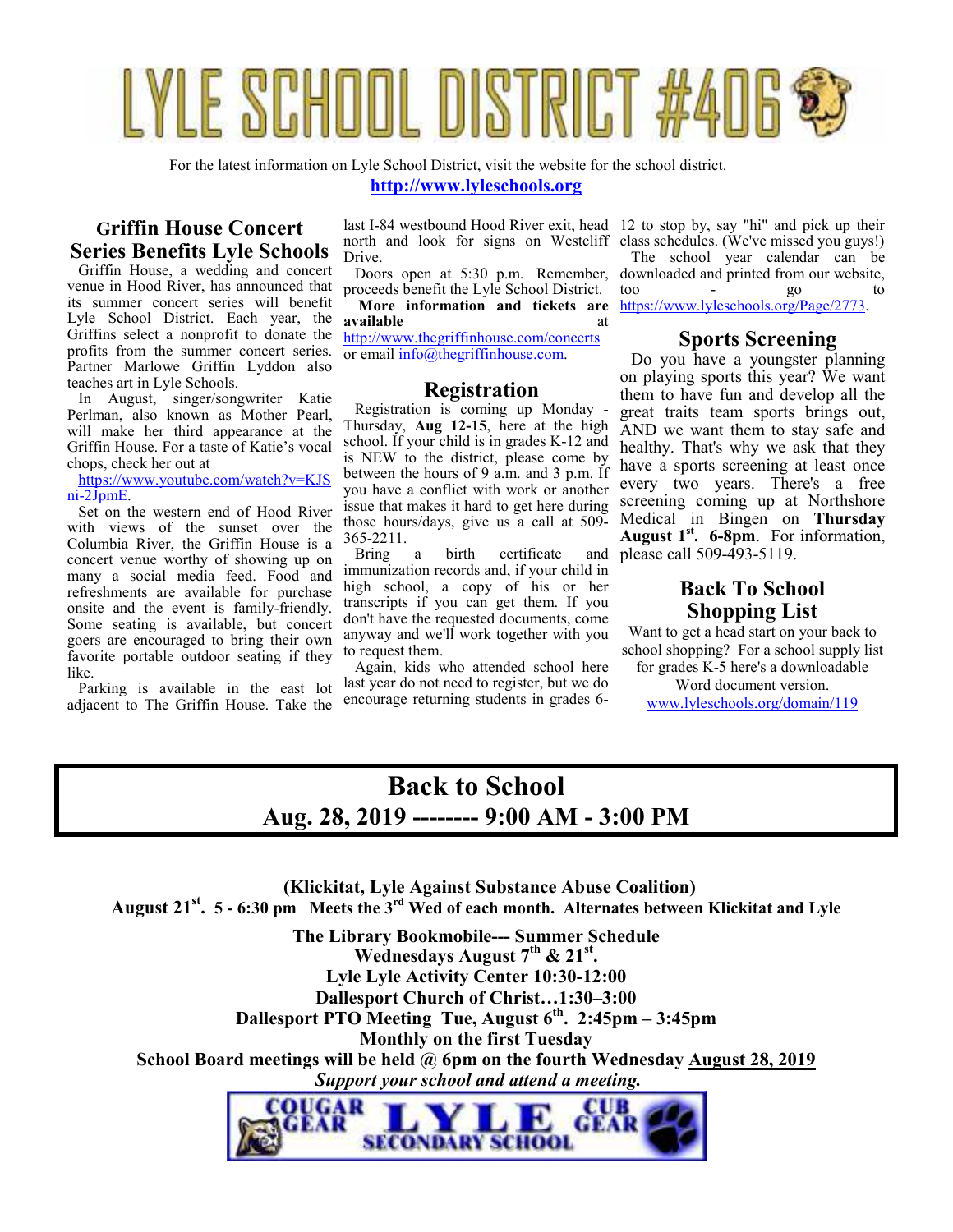# LYLE SCHOOL DISTRICT #406

For the latest information on Lyle School District, visit the website for the school district.

**http://www.lyleschools.org**

## Griffin House Concert Series Benefits Lyle Schools

Griffin House, a wedding and concert venue in Hood River, has announced that its summer concert series will benefit Lyle School District. Each year, the Griffins select a nonprofit to donate the profits from the summer concert series. Partner Marlowe Griffin Lyddon also teaches art in Lyle Schools.

In August, singer/songwriter Katie Perlman, also known as Mother Pearl, will make her third appearance at the Griffin House. For a taste of Katie's vocal chops, check her out at https://www.youtube.com/watch?v=KJSni-2JpmE.

Set on the western end of Hood River with views of the sunset over the Columbia River, the Griffin House is a concert venue worthy of showing up on many a social media feed. Food and refreshments are available for purchase onsite and the event is family-friendly. Some seating is available, but concert goers are encouraged to bring their own favorite portable outdoor seating if they like.

Parking is available in the east lot adjacent to The Griffin House. Take the last I-84 westbound Hood River exit, head north and look for signs on Westcliff Drive.

Doors open at 5:30 p.m. Remember, proceeds benefit the Lyle School District.

**More information and tickets are available** at http://www.thegriffinhouse.com/concerts or email info@thegriffinhouse.com.

## Registration

Registration is coming up Monday - Thursday, **Aug 12-15**, here at the high school. If your child is in grades K-12 and is NEW to the district, please come by between the hours of 9 a.m. and 3 p.m. If you have a conflict with work or another issue that makes it hard to get here during those hours/days, give us a call at 509-365-2211.

Bring a birth certificate and immunization records and, if your child in high school, a copy of his or her transcripts if you can get them. If you don't have the requested documents, come anyway and we'll work together with you to request them.

Again, kids who attended school here last year do not need to register, but we do encourage returning students in grades 6-12 to stop by, say "hi" and pick up their class schedules. (We've missed you guys!)

The school year calendar can be downloaded and printed from our website, too - go to https://www.lyleschools.org/Page/2773.

## Sports Screening

Do you have a youngster planning on playing sports this year? We want them to have fun and develop all the great traits team sports brings out, AND we want them to stay safe and healthy. That's why we ask that they have a sports screening at least once every two years. There's a free screening coming up at Northshore Medical in Bingen on **Thursday August 1st. 6-8pm**. For information, please call 509-493-5119.

## Back To School Shopping List

Want to get a head start on your back to school shopping? For a school supply list for grades K-5 here's a downloadable Word document version.
www.lyleschools.org/domain/119

## Back to School
## Aug. 28, 2019 -------- 9:00 AM - 3:00 PM

**(Klickitat, Lyle Against Substance Abuse Coalition)**
**August 21st. 5 - 6:30 pm Meets the 3rd Wed of each month. Alternates between Klickitat and Lyle**

**The Library Bookmobile--- Summer Schedule**
**Wednesdays August 7th & 21st.**
**Lyle Lyle Activity Center 10:30-12:00**
**Dallesport Church of Christ…1:30–3:00**
**Dallesport PTO Meeting Tue, August 6th. 2:45pm – 3:45pm**
**Monthly on the first Tuesday**
**School Board meetings will be held @ 6pm on the fourth Wednesday August 28, 2019**
***Support your school and attend a meeting.***

COUGAR GEAR LYLE SECONDARY SCHOOL CUB GEAR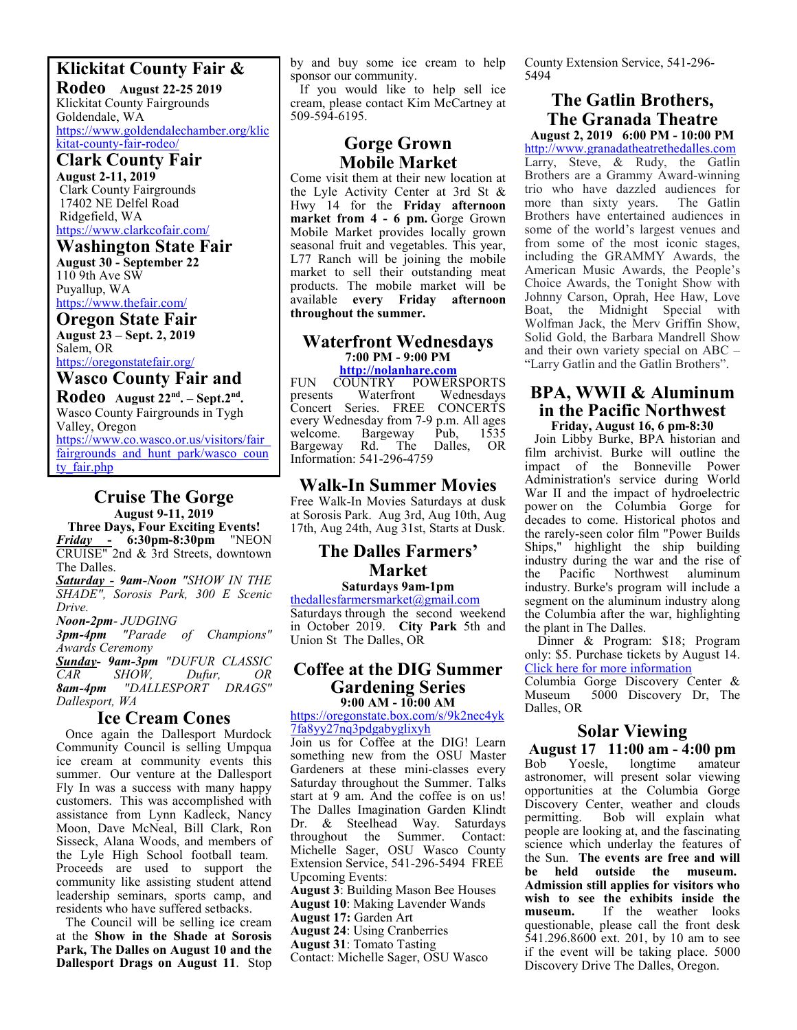## Klickitat County Fair & Rodeo

**August 22-25 2019**

Klickitat County Fairgrounds
Goldendale, WA
https://www.goldendalechamber.org/klickitat-county-fair-rodeo/

## Clark County Fair

**August 2-11, 2019**

Clark County Fairgrounds
17402 NE Delfel Road
Ridgefield, WA
https://www.clarkcofair.com/

## Washington State Fair

**August 30 - September 22**

110 9th Ave SW
Puyallup, WA
https://www.thefair.com/

## Oregon State Fair

**August 23 – Sept. 2, 2019**

Salem, OR
https://oregonstatefair.org/

## Wasco County Fair and Rodeo

**August 22nd. – Sept.2nd.**

Wasco County Fairgrounds in Tygh Valley, Oregon
https://www.co.wasco.or.us/visitors/fair_fairgrounds_and_hunt_park/wasco_county_fair.php

## Cruise The Gorge

**August 9-11, 2019**

**Three Days, Four Exciting Events!**

***Friday* - 6:30pm-8:30pm** "NEON CRUISE" 2nd & 3rd Streets, downtown The Dalles.

***Saturday* - *9am-Noon*** *"SHOW IN THE SHADE", Sorosis Park, 300 E Scenic Drive.*

*Noon-2pm- JUDGING*

***3pm-4pm*** *"Parade of Champions" Awards Ceremony*

***Sunday- 9am-3pm*** *"DUFUR CLASSIC CAR SHOW, Dufur, OR*

***8am-4pm*** *"DALLESPORT DRAGS" Dallesport, WA*

## Ice Cream Cones

Once again the Dallesport Murdock Community Council is selling Umpqua ice cream at community events this summer. Our venture at the Dallesport Fly In was a success with many happy customers. This was accomplished with assistance from Lynn Kadleck, Nancy Moon, Dave McNeal, Bill Clark, Ron Sisseck, Alana Woods, and members of the Lyle High School football team. Proceeds are used to support the community like assisting student attend leadership seminars, sports camp, and residents who have suffered setbacks.

The Council will be selling ice cream at the **Show in the Shade at Sorosis Park, The Dalles on August 10 and the Dallesport Drags on August 11**. Stop by and buy some ice cream to help sponsor our community.

If you would like to help sell ice cream, please contact Kim McCartney at 509-594-6195.

## Gorge Grown Mobile Market

Come visit them at their new location at the Lyle Activity Center at 3rd St & Hwy 14 for the **Friday afternoon market from 4 - 6 pm.** Gorge Grown Mobile Market provides locally grown seasonal fruit and vegetables. This year, L77 Ranch will be joining the mobile market to sell their outstanding meat products. The mobile market will be available **every Friday afternoon throughout the summer.**

## Waterfront Wednesdays

**7:00 PM - 9:00 PM**

**http://nolanhare.com**

FUN COUNTRY POWERSPORTS presents Waterfront Wednesdays Concert Series. FREE CONCERTS every Wednesday from 7-9 p.m. All ages welcome. Bargeway Pub, 1535 Bargeway Rd. The Dalles, OR Information: 541-296-4759

## Walk-In Summer Movies

Free Walk-In Movies Saturdays at dusk at Sorosis Park. Aug 3rd, Aug 10th, Aug 17th, Aug 24th, Aug 31st, Starts at Dusk.

## The Dalles Farmers' Market

**Saturdays 9am-1pm**

thedallesfarmersmarket@gmail.com

Saturdays through the second weekend in October 2019. **City Park** 5th and Union St The Dalles, OR

## Coffee at the DIG Summer Gardening Series

**9:00 AM - 10:00 AM**

https://oregonstate.box.com/s/9k2nec4yk7fa8yy27nq3pdgabyglixyh

Join us for Coffee at the DIG! Learn something new from the OSU Master Gardeners at these mini-classes every Saturday throughout the Summer. Talks start at 9 am. And the coffee is on us! The Dalles Imagination Garden Klindt Dr. & Steelhead Way. Saturdays throughout the Summer. Contact: Michelle Sager, OSU Wasco County Extension Service, 541-296-5494 FREE

Upcoming Events:

**August 3**: Building Mason Bee Houses
**August 10**: Making Lavender Wands
**August 17:** Garden Art
**August 24**: Using Cranberries
**August 31**: Tomato Tasting

Contact: Michelle Sager, OSU Wasco County Extension Service, 541-296-5494

## The Gatlin Brothers, The Granada Theatre

**August 2, 2019 6:00 PM - 10:00 PM**

http://www.granadatheatrethedalles.com

Larry, Steve, & Rudy, the Gatlin Brothers are a Grammy Award-winning trio who have dazzled audiences for more than sixty years. The Gatlin Brothers have entertained audiences in some of the world's largest venues and from some of the most iconic stages, including the GRAMMY Awards, the American Music Awards, the People's Choice Awards, the Tonight Show with Johnny Carson, Oprah, Hee Haw, Love Boat, the Midnight Special with Wolfman Jack, the Merv Griffin Show, Solid Gold, the Barbara Mandrell Show and their own variety special on ABC – "Larry Gatlin and the Gatlin Brothers".

## BPA, WWII & Aluminum in the Pacific Northwest

**Friday, August 16, 6 pm-8:30**

Join Libby Burke, BPA historian and film archivist. Burke will outline the impact of the Bonneville Power Administration's service during World War II and the impact of hydroelectric power on the Columbia Gorge for decades to come. Historical photos and the rarely-seen color film "Power Builds Ships," highlight the ship building industry during the war and the rise of the Pacific Northwest aluminum industry. Burke's program will include a segment on the aluminum industry along the Columbia after the war, highlighting the plant in The Dalles.

Dinner & Program: $18; Program only: $5. Purchase tickets by August 14.
Click here for more information

Columbia Gorge Discovery Center & Museum 5000 Discovery Dr, The Dalles, OR

## Solar Viewing

**August 17 11:00 am - 4:00 pm**

Bob Yoesle, longtime amateur astronomer, will present solar viewing opportunities at the Columbia Gorge Discovery Center, weather and clouds permitting. Bob will explain what people are looking at, and the fascinating science which underlay the features of the Sun. **The events are free and will be held outside the museum. Admission still applies for visitors who wish to see the exhibits inside the museum.** If the weather looks questionable, please call the front desk 541.296.8600 ext. 201, by 10 am to see if the event will be taking place. 5000 Discovery Drive The Dalles, Oregon.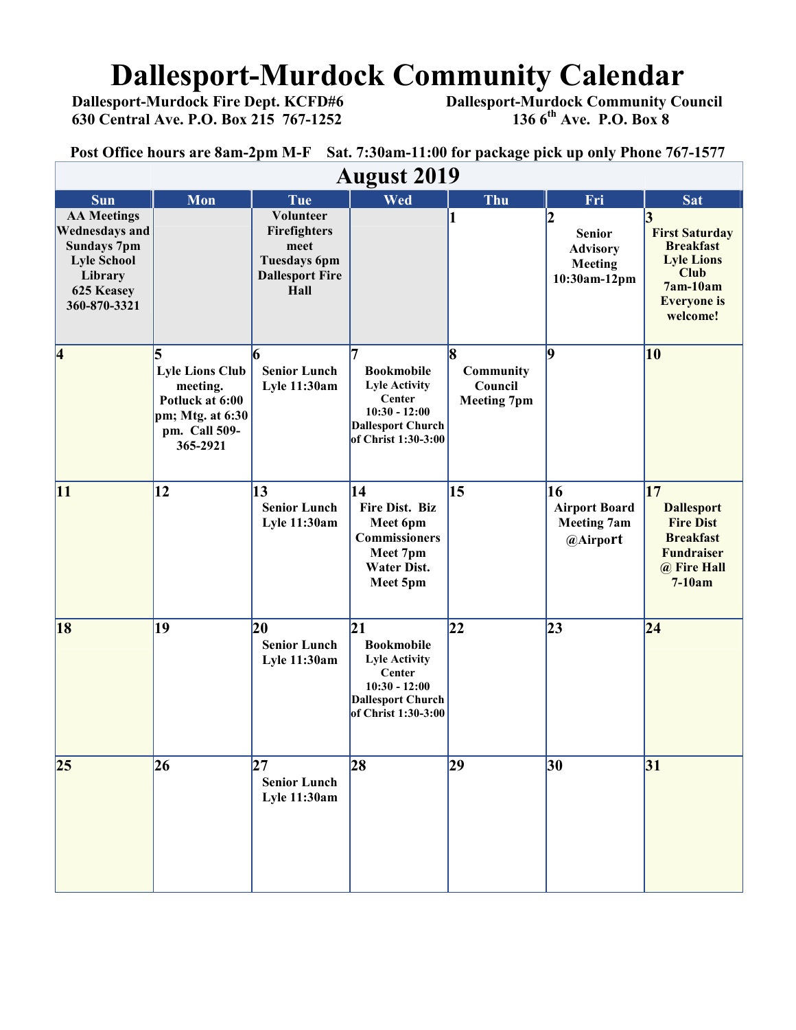# Dallesport-Murdock Community Calendar

**Dallesport-Murdock Fire Dept. KCFD#6**
**630 Central Ave. P.O. Box 215 767-1252**

**Dallesport-Murdock Community Council**
**136 6th Ave. P.O. Box 8**

**Post Office hours are 8am-2pm M-F Sat. 7:30am-11:00 for package pick up only Phone 767-1577**

## August 2019

| Sun | Mon | Tue | Wed | Thu | Fri | Sat |
|---|---|---|---|---|---|---|
| AA Meetings Wednesdays and Sundays 7pm Lyle School Library 625 Keasey 360-870-3321 | | Volunteer Firefighters meet Tuesdays 6pm Dallesport Fire Hall | | 1 | 2 Senior Advisory Meeting 10:30am-12pm | 3 First Saturday Breakfast Lyle Lions Club 7am-10am Everyone is welcome! |
| 4 | 5 Lyle Lions Club meeting. Potluck at 6:00 pm; Mtg. at 6:30 pm. Call 509-365-2921 | 6 Senior Lunch Lyle 11:30am | 7 Bookmobile Lyle Activity Center 10:30 - 12:00 Dallesport Church of Christ 1:30-3:00 | 8 Community Council Meeting 7pm | 9 | 10 |
| 11 | 12 | 13 Senior Lunch Lyle 11:30am | 14 Fire Dist. Biz Meet 6pm Commissioners Meet 7pm Water Dist. Meet 5pm | 15 | 16 Airport Board Meeting 7am @Airport | 17 Dallesport Fire Dist Breakfast Fundraiser @ Fire Hall 7-10am |
| 18 | 19 | 20 Senior Lunch Lyle 11:30am | 21 Bookmobile Lyle Activity Center 10:30 - 12:00 Dallesport Church of Christ 1:30-3:00 | 22 | 23 | 24 |
| 25 | 26 | 27 Senior Lunch Lyle 11:30am | 28 | 29 | 30 | 31 |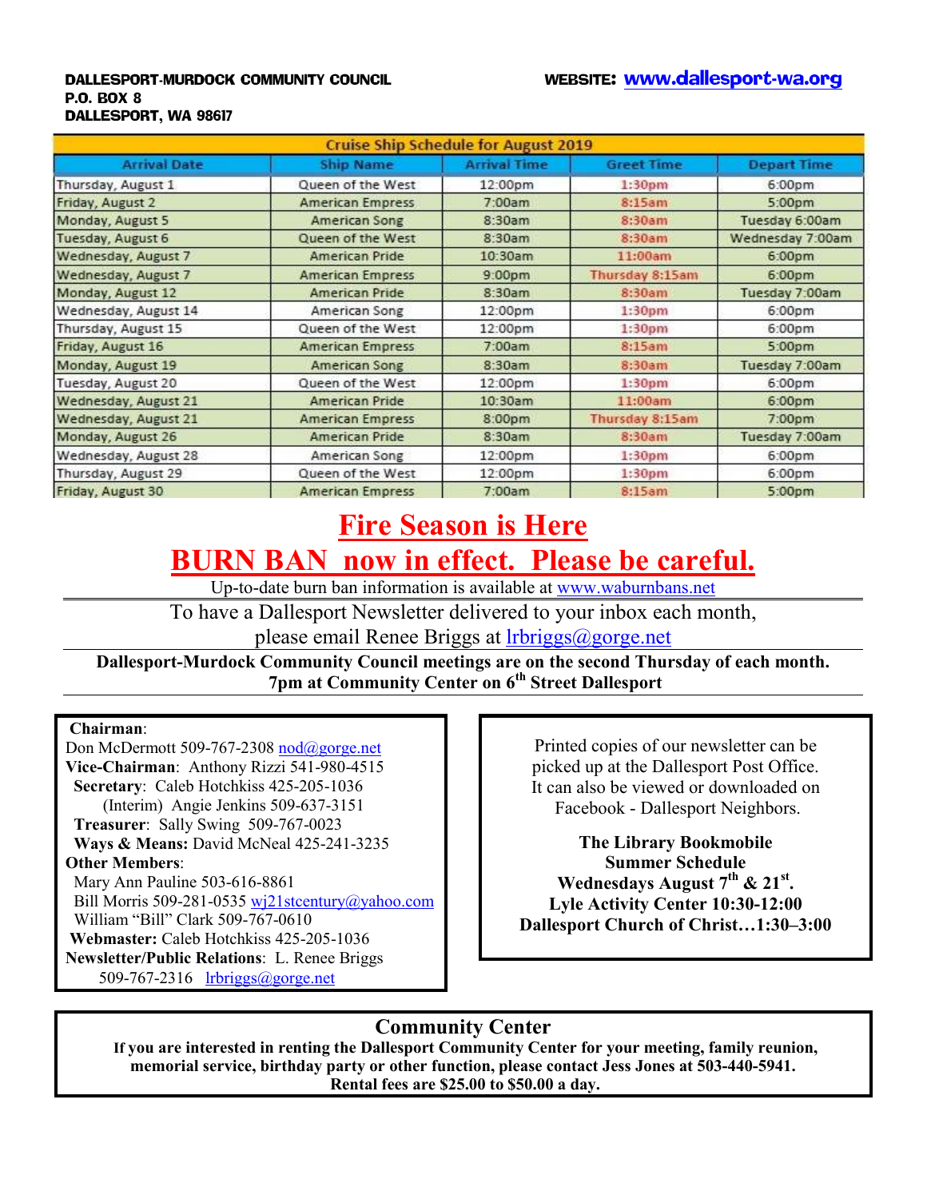**DALLESPORT-MURDOCK COMMUNITY COUNCIL**
**P.O. BOX 8**
**DALLESPORT, WA 98617**

**WEBSITE: www.dallesport-wa.org**

| Cruise Ship Schedule for August 2019 | | | | |
|---|---|---|---|---|
| Arrival Date | Ship Name | Arrival Time | Greet Time | Depart Time |
| Thursday, August 1 | Queen of the West | 12:00pm | 1:30pm | 6:00pm |
| Friday, August 2 | American Empress | 7:00am | 8:15am | 5:00pm |
| Monday, August 5 | American Song | 8:30am | 8:30am | Tuesday 6:00am |
| Tuesday, August 6 | Queen of the West | 8:30am | 8:30am | Wednesday 7:00am |
| Wednesday, August 7 | American Pride | 10:30am | 11:00am | 6:00pm |
| Wednesday, August 7 | American Empress | 9:00pm | Thursday 8:15am | 6:00pm |
| Monday, August 12 | American Pride | 8:30am | 8:30am | Tuesday 7:00am |
| Wednesday, August 14 | American Song | 12:00pm | 1:30pm | 6:00pm |
| Thursday, August 15 | Queen of the West | 12:00pm | 1:30pm | 6:00pm |
| Friday, August 16 | American Empress | 7:00am | 8:15am | 5:00pm |
| Monday, August 19 | American Song | 8:30am | 8:30am | Tuesday 7:00am |
| Tuesday, August 20 | Queen of the West | 12:00pm | 1:30pm | 6:00pm |
| Wednesday, August 21 | American Pride | 10:30am | 11:00am | 6:00pm |
| Wednesday, August 21 | American Empress | 8:00pm | Thursday 8:15am | 7:00pm |
| Monday, August 26 | American Pride | 8:30am | 8:30am | Tuesday 7:00am |
| Wednesday, August 28 | American Song | 12:00pm | 1:30pm | 6:00pm |
| Thursday, August 29 | Queen of the West | 12:00pm | 1:30pm | 6:00pm |
| Friday, August 30 | American Empress | 7:00am | 8:15am | 5:00pm |

# Fire Season is Here

# BURN BAN now in effect. Please be careful.

Up-to-date burn ban information is available at www.waburnbans.net

To have a Dallesport Newsletter delivered to your inbox each month, please email Renee Briggs at lrbriggs@gorge.net

**Dallesport-Murdock Community Council meetings are on the second Thursday of each month. 7pm at Community Center on 6th Street Dallesport**

**Chairman**:
Don McDermott 509-767-2308 nod@gorge.net
**Vice-Chairman**: Anthony Rizzi 541-980-4515
**Secretary**: Caleb Hotchkiss 425-205-1036
(Interim) Angie Jenkins 509-637-3151
**Treasurer**: Sally Swing 509-767-0023
**Ways & Means:** David McNeal 425-241-3235
**Other Members**:
Mary Ann Pauline 503-616-8861
Bill Morris 509-281-0535 wj21stcentury@yahoo.com
William "Bill" Clark 509-767-0610
**Webmaster:** Caleb Hotchkiss 425-205-1036
**Newsletter/Public Relations**: L. Renee Briggs
509-767-2316 lrbriggs@gorge.net

Printed copies of our newsletter can be picked up at the Dallesport Post Office. It can also be viewed or downloaded on Facebook - Dallesport Neighbors.

**The Library Bookmobile**
**Summer Schedule**
**Wednesdays August 7th & 21st.**
**Lyle Activity Center 10:30-12:00**
**Dallesport Church of Christ…1:30–3:00**

## Community Center

**If you are interested in renting the Dallesport Community Center for your meeting, family reunion, memorial service, birthday party or other function, please contact Jess Jones at 503-440-5941. Rental fees are $25.00 to $50.00 a day.**